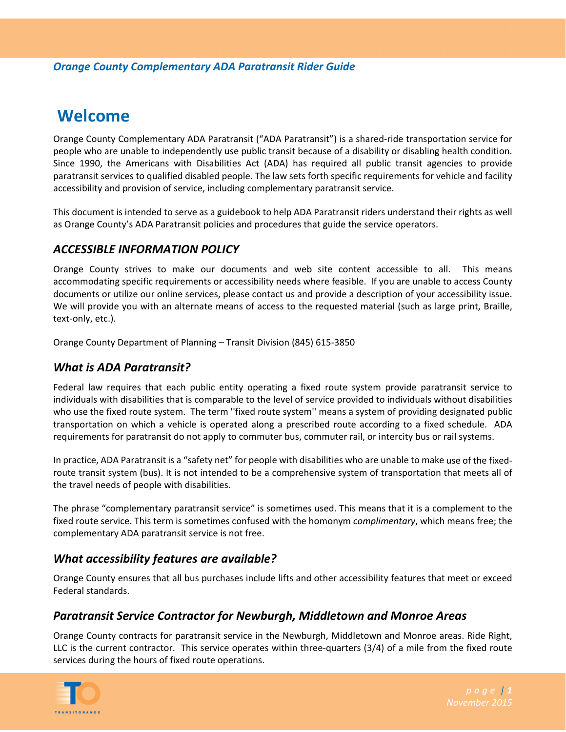*Orange County Complementary ADA Paratransit Rider Guide*

# Welcome

Orange County Complementary ADA Paratransit ("ADA Paratransit") is a shared-ride transportation service for people who are unable to independently use public transit because of a disability or disabling health condition. Since 1990, the Americans with Disabilities Act (ADA) has required all public transit agencies to provide paratransit services to qualified disabled people. The law sets forth specific requirements for vehicle and facility accessibility and provision of service, including complementary paratransit service.

This document is intended to serve as a guidebook to help ADA Paratransit riders understand their rights as well as Orange County's ADA Paratransit policies and procedures that guide the service operators.

## *ACCESSIBLE INFORMATION POLICY*

Orange County strives to make our documents and web site content accessible to all. This means accommodating specific requirements or accessibility needs where feasible. If you are unable to access County documents or utilize our online services, please contact us and provide a description of your accessibility issue. We will provide you with an alternate means of access to the requested material (such as large print, Braille, text-only, etc.).

Orange County Department of Planning – Transit Division (845) 615-3850

## *What is ADA Paratransit?*

Federal law requires that each public entity operating a fixed route system provide paratransit service to individuals with disabilities that is comparable to the level of service provided to individuals without disabilities who use the fixed route system. The term ''fixed route system'' means a system of providing designated public transportation on which a vehicle is operated along a prescribed route according to a fixed schedule. ADA requirements for paratransit do not apply to commuter bus, commuter rail, or intercity bus or rail systems.

In practice, ADA Paratransit is a "safety net" for people with disabilities who are unable to make use of the fixed-route transit system (bus). It is not intended to be a comprehensive system of transportation that meets all of the travel needs of people with disabilities.

The phrase "complementary paratransit service" is sometimes used. This means that it is a complement to the fixed route service. This term is sometimes confused with the homonym *complimentary*, which means free; the complementary ADA paratransit service is not free.

## *What accessibility features are available?*

Orange County ensures that all bus purchases include lifts and other accessibility features that meet or exceed Federal standards.

## *Paratransit Service Contractor for Newburgh, Middletown and Monroe Areas*

Orange County contracts for paratransit service in the Newburgh, Middletown and Monroe areas. Ride Right, LLC is the current contractor. This service operates within three-quarters (3/4) of a mile from the fixed route services during the hours of fixed route operations.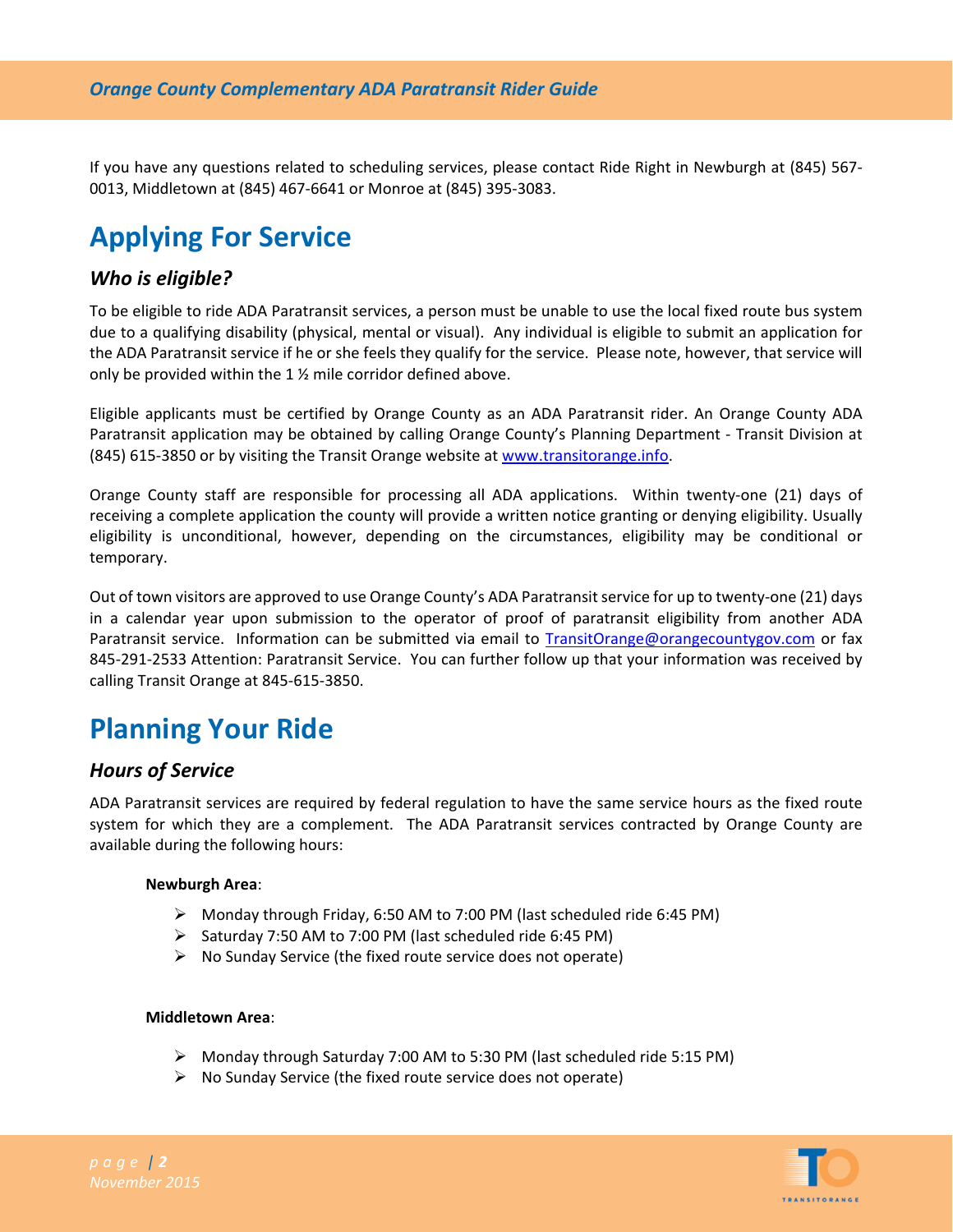If you have any questions related to scheduling services, please contact Ride Right in Newburgh at (845) 567-0013, Middletown at (845) 467-6641 or Monroe at (845) 395-3083.

# Applying For Service

### *Who is eligible?*

To be eligible to ride ADA Paratransit services, a person must be unable to use the local fixed route bus system due to a qualifying disability (physical, mental or visual). Any individual is eligible to submit an application for the ADA Paratransit service if he or she feels they qualify for the service. Please note, however, that service will only be provided within the 1 ½ mile corridor defined above.

Eligible applicants must be certified by Orange County as an ADA Paratransit rider. An Orange County ADA Paratransit application may be obtained by calling Orange County's Planning Department - Transit Division at (845) 615-3850 or by visiting the Transit Orange website at www.transitorange.info.

Orange County staff are responsible for processing all ADA applications. Within twenty-one (21) days of receiving a complete application the county will provide a written notice granting or denying eligibility. Usually eligibility is unconditional, however, depending on the circumstances, eligibility may be conditional or temporary.

Out of town visitors are approved to use Orange County's ADA Paratransit service for up to twenty-one (21) days in a calendar year upon submission to the operator of proof of paratransit eligibility from another ADA Paratransit service. Information can be submitted via email to TransitOrange@orangecountygov.com or fax 845-291-2533 Attention: Paratransit Service. You can further follow up that your information was received by calling Transit Orange at 845-615-3850.

# Planning Your Ride

### *Hours of Service*

ADA Paratransit services are required by federal regulation to have the same service hours as the fixed route system for which they are a complement. The ADA Paratransit services contracted by Orange County are available during the following hours:

**Newburgh Area**:

- Monday through Friday, 6:50 AM to 7:00 PM (last scheduled ride 6:45 PM)
- Saturday 7:50 AM to 7:00 PM (last scheduled ride 6:45 PM)
- No Sunday Service (the fixed route service does not operate)

**Middletown Area**:

- Monday through Saturday 7:00 AM to 5:30 PM (last scheduled ride 5:15 PM)
- No Sunday Service (the fixed route service does not operate)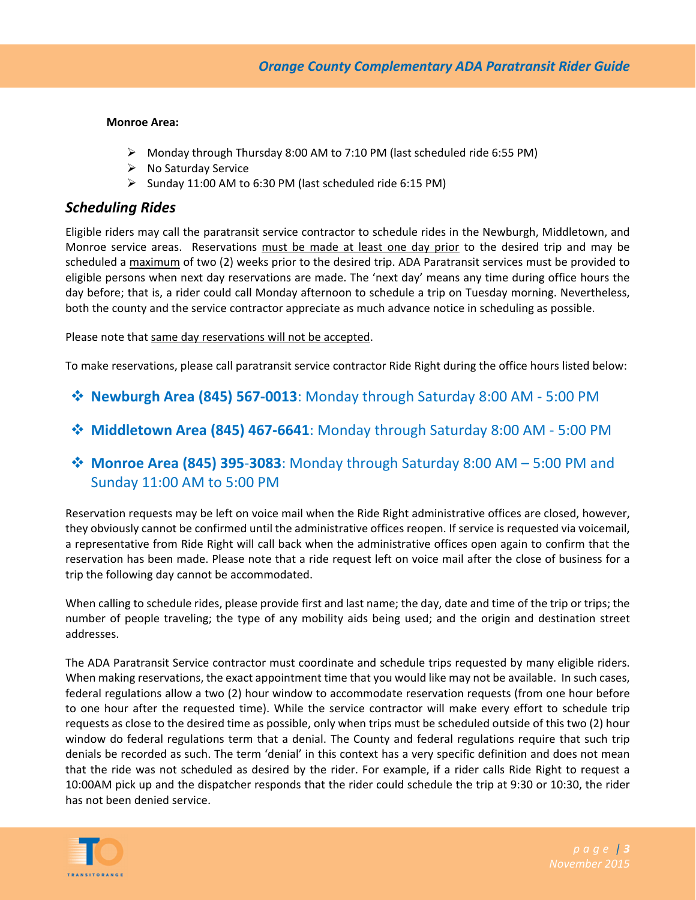**Monroe Area:**

- Monday through Thursday 8:00 AM to 7:10 PM (last scheduled ride 6:55 PM)
- No Saturday Service
- Sunday 11:00 AM to 6:30 PM (last scheduled ride 6:15 PM)

## *Scheduling Rides*

Eligible riders may call the paratransit service contractor to schedule rides in the Newburgh, Middletown, and Monroe service areas. Reservations must be made at least one day prior to the desired trip and may be scheduled a maximum of two (2) weeks prior to the desired trip. ADA Paratransit services must be provided to eligible persons when next day reservations are made. The 'next day' means any time during office hours the day before; that is, a rider could call Monday afternoon to schedule a trip on Tuesday morning. Nevertheless, both the county and the service contractor appreciate as much advance notice in scheduling as possible.

Please note that same day reservations will not be accepted.

To make reservations, please call paratransit service contractor Ride Right during the office hours listed below:

- **Newburgh Area (845) 567-0013**: Monday through Saturday 8:00 AM - 5:00 PM
- **Middletown Area (845) 467-6641**: Monday through Saturday 8:00 AM - 5:00 PM
- **Monroe Area (845) 395-3083**: Monday through Saturday 8:00 AM – 5:00 PM and Sunday 11:00 AM to 5:00 PM

Reservation requests may be left on voice mail when the Ride Right administrative offices are closed, however, they obviously cannot be confirmed until the administrative offices reopen. If service is requested via voicemail, a representative from Ride Right will call back when the administrative offices open again to confirm that the reservation has been made. Please note that a ride request left on voice mail after the close of business for a trip the following day cannot be accommodated.

When calling to schedule rides, please provide first and last name; the day, date and time of the trip or trips; the number of people traveling; the type of any mobility aids being used; and the origin and destination street addresses.

The ADA Paratransit Service contractor must coordinate and schedule trips requested by many eligible riders. When making reservations, the exact appointment time that you would like may not be available. In such cases, federal regulations allow a two (2) hour window to accommodate reservation requests (from one hour before to one hour after the requested time). While the service contractor will make every effort to schedule trip requests as close to the desired time as possible, only when trips must be scheduled outside of this two (2) hour window do federal regulations term that a denial. The County and federal regulations require that such trip denials be recorded as such. The term 'denial' in this context has a very specific definition and does not mean that the ride was not scheduled as desired by the rider. For example, if a rider calls Ride Right to request a 10:00AM pick up and the dispatcher responds that the rider could schedule the trip at 9:30 or 10:30, the rider has not been denied service.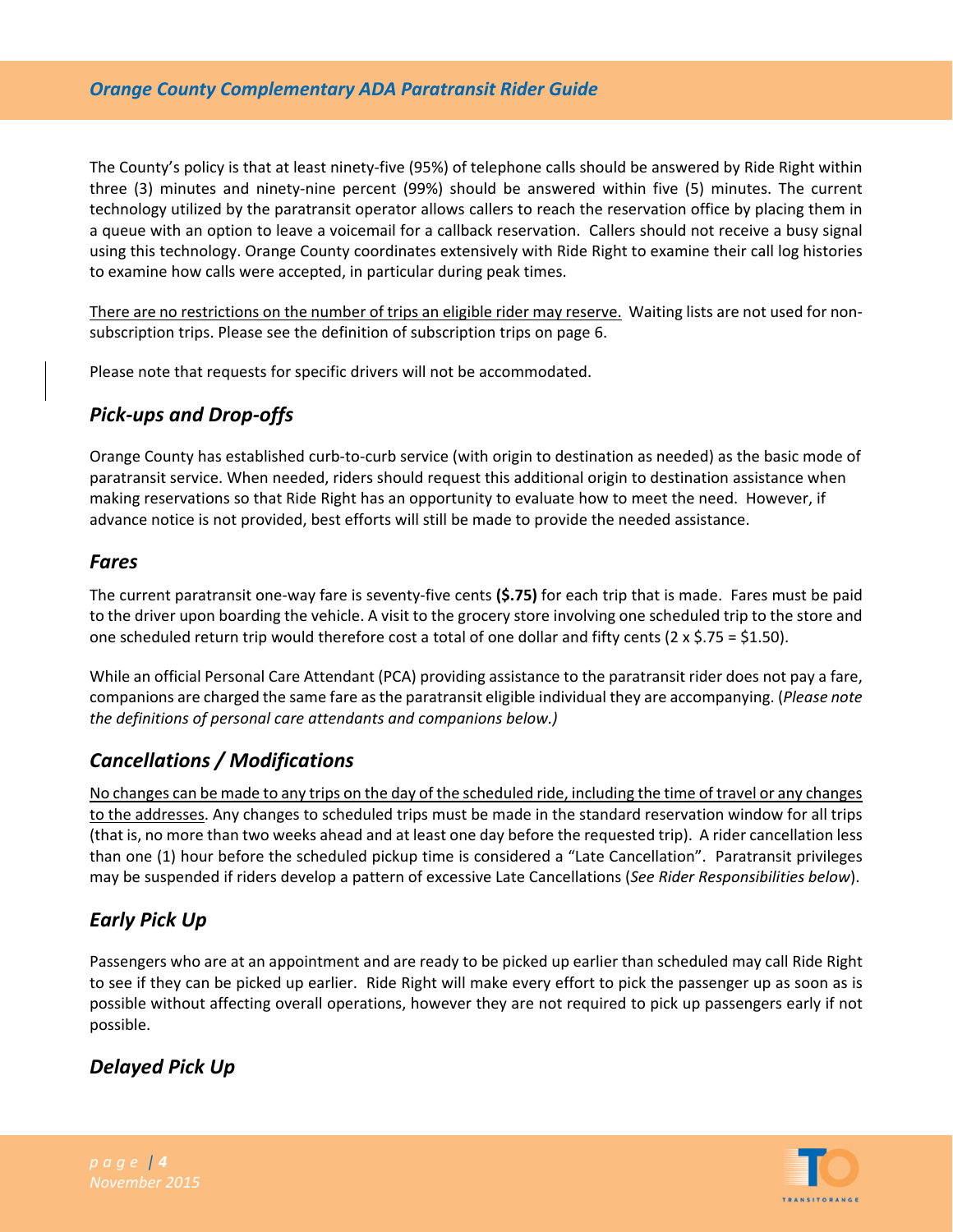The County's policy is that at least ninety-five (95%) of telephone calls should be answered by Ride Right within three (3) minutes and ninety-nine percent (99%) should be answered within five (5) minutes. The current technology utilized by the paratransit operator allows callers to reach the reservation office by placing them in a queue with an option to leave a voicemail for a callback reservation. Callers should not receive a busy signal using this technology. Orange County coordinates extensively with Ride Right to examine their call log histories to examine how calls were accepted, in particular during peak times.

<u>There are no restrictions on the number of trips an eligible rider may reserve.</u> Waiting lists are not used for non-subscription trips. Please see the definition of subscription trips on page 6.

Please note that requests for specific drivers will not be accommodated.

## *Pick-ups and Drop-offs*

Orange County has established curb-to-curb service (with origin to destination as needed) as the basic mode of paratransit service. When needed, riders should request this additional origin to destination assistance when making reservations so that Ride Right has an opportunity to evaluate how to meet the need. However, if advance notice is not provided, best efforts will still be made to provide the needed assistance.

## *Fares*

The current paratransit one-way fare is seventy-five cents **($.75)** for each trip that is made. Fares must be paid to the driver upon boarding the vehicle. A visit to the grocery store involving one scheduled trip to the store and one scheduled return trip would therefore cost a total of one dollar and fifty cents (2 x $.75 = $1.50).

While an official Personal Care Attendant (PCA) providing assistance to the paratransit rider does not pay a fare, companions are charged the same fare as the paratransit eligible individual they are accompanying. (*Please note the definitions of personal care attendants and companions below.)*

## *Cancellations / Modifications*

<u>No changes can be made to any trips on the day of the scheduled ride, including the time of travel or any changes to the addresses</u>. Any changes to scheduled trips must be made in the standard reservation window for all trips (that is, no more than two weeks ahead and at least one day before the requested trip). A rider cancellation less than one (1) hour before the scheduled pickup time is considered a "Late Cancellation". Paratransit privileges may be suspended if riders develop a pattern of excessive Late Cancellations (*See Rider Responsibilities below*).

## *Early Pick Up*

Passengers who are at an appointment and are ready to be picked up earlier than scheduled may call Ride Right to see if they can be picked up earlier. Ride Right will make every effort to pick the passenger up as soon as is possible without affecting overall operations, however they are not required to pick up passengers early if not possible.

## *Delayed Pick Up*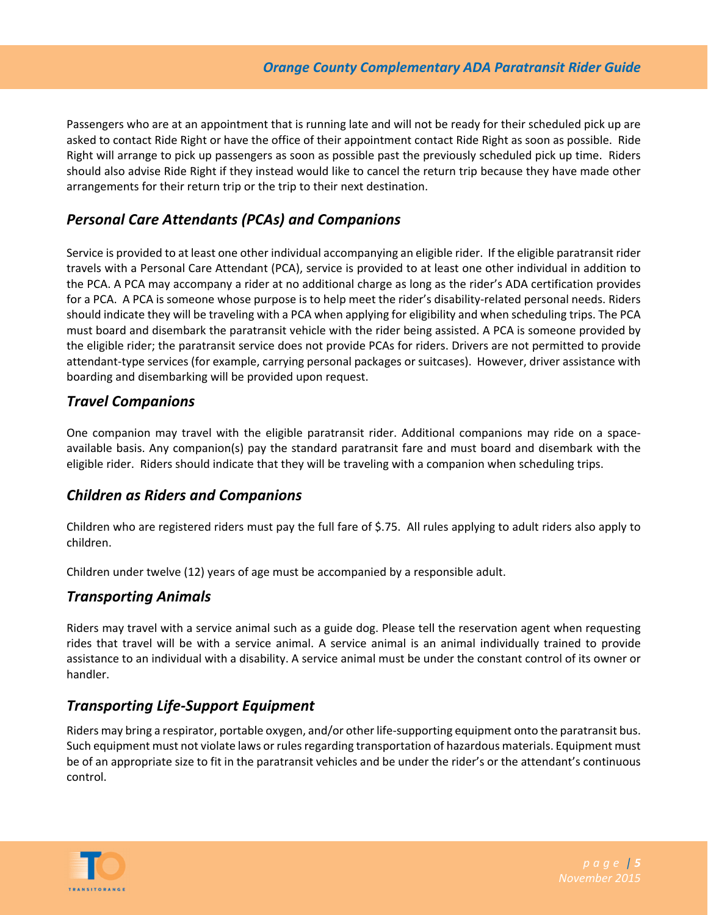Passengers who are at an appointment that is running late and will not be ready for their scheduled pick up are asked to contact Ride Right or have the office of their appointment contact Ride Right as soon as possible. Ride Right will arrange to pick up passengers as soon as possible past the previously scheduled pick up time. Riders should also advise Ride Right if they instead would like to cancel the return trip because they have made other arrangements for their return trip or the trip to their next destination.

## *Personal Care Attendants (PCAs) and Companions*

Service is provided to at least one other individual accompanying an eligible rider. If the eligible paratransit rider travels with a Personal Care Attendant (PCA), service is provided to at least one other individual in addition to the PCA. A PCA may accompany a rider at no additional charge as long as the rider's ADA certification provides for a PCA. A PCA is someone whose purpose is to help meet the rider's disability-related personal needs. Riders should indicate they will be traveling with a PCA when applying for eligibility and when scheduling trips. The PCA must board and disembark the paratransit vehicle with the rider being assisted. A PCA is someone provided by the eligible rider; the paratransit service does not provide PCAs for riders. Drivers are not permitted to provide attendant-type services (for example, carrying personal packages or suitcases). However, driver assistance with boarding and disembarking will be provided upon request.

## *Travel Companions*

One companion may travel with the eligible paratransit rider. Additional companions may ride on a space-available basis. Any companion(s) pay the standard paratransit fare and must board and disembark with the eligible rider. Riders should indicate that they will be traveling with a companion when scheduling trips.

## *Children as Riders and Companions*

Children who are registered riders must pay the full fare of $.75. All rules applying to adult riders also apply to children.

Children under twelve (12) years of age must be accompanied by a responsible adult.

## *Transporting Animals*

Riders may travel with a service animal such as a guide dog. Please tell the reservation agent when requesting rides that travel will be with a service animal. A service animal is an animal individually trained to provide assistance to an individual with a disability. A service animal must be under the constant control of its owner or handler.

## *Transporting Life-Support Equipment*

Riders may bring a respirator, portable oxygen, and/or other life-supporting equipment onto the paratransit bus. Such equipment must not violate laws or rules regarding transportation of hazardous materials. Equipment must be of an appropriate size to fit in the paratransit vehicles and be under the rider's or the attendant's continuous control.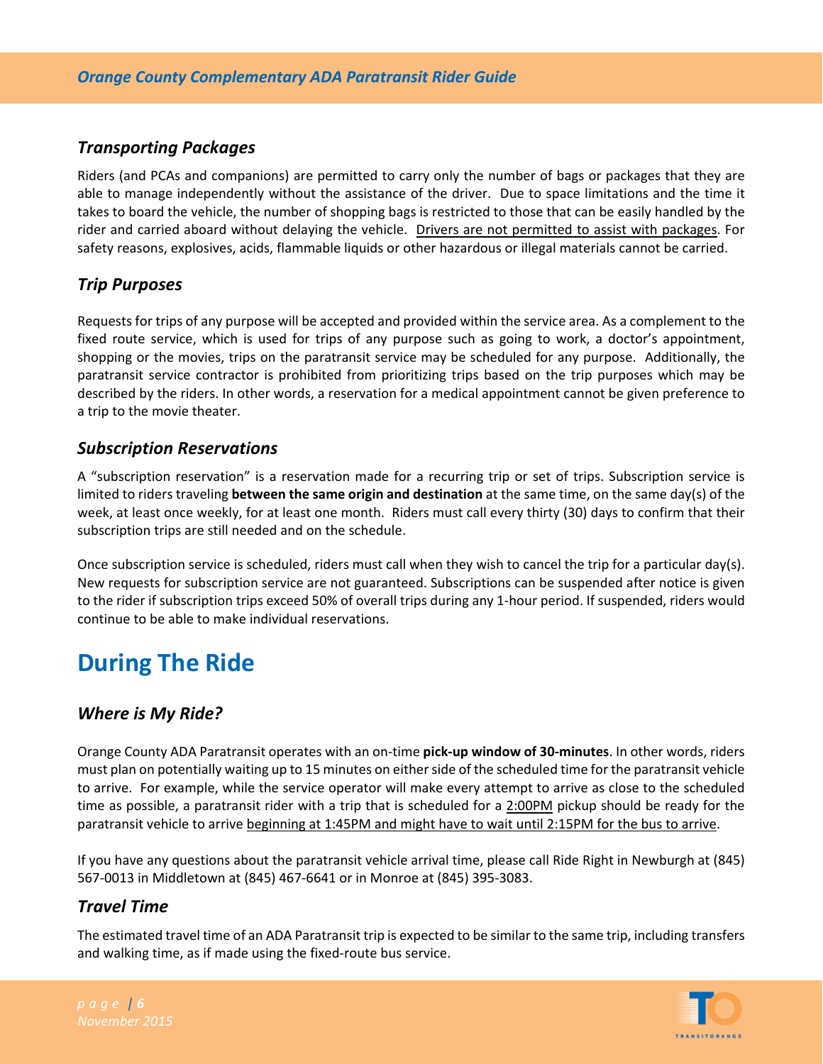### *Transporting Packages*

Riders (and PCAs and companions) are permitted to carry only the number of bags or packages that they are able to manage independently without the assistance of the driver. Due to space limitations and the time it takes to board the vehicle, the number of shopping bags is restricted to those that can be easily handled by the rider and carried aboard without delaying the vehicle. <u>Drivers are not permitted to assist with packages</u>. For safety reasons, explosives, acids, flammable liquids or other hazardous or illegal materials cannot be carried.

### *Trip Purposes*

Requests for trips of any purpose will be accepted and provided within the service area. As a complement to the fixed route service, which is used for trips of any purpose such as going to work, a doctor's appointment, shopping or the movies, trips on the paratransit service may be scheduled for any purpose. Additionally, the paratransit service contractor is prohibited from prioritizing trips based on the trip purposes which may be described by the riders. In other words, a reservation for a medical appointment cannot be given preference to a trip to the movie theater.

### *Subscription Reservations*

A "subscription reservation" is a reservation made for a recurring trip or set of trips. Subscription service is limited to riders traveling **between the same origin and destination** at the same time, on the same day(s) of the week, at least once weekly, for at least one month. Riders must call every thirty (30) days to confirm that their subscription trips are still needed and on the schedule.

Once subscription service is scheduled, riders must call when they wish to cancel the trip for a particular day(s). New requests for subscription service are not guaranteed. Subscriptions can be suspended after notice is given to the rider if subscription trips exceed 50% of overall trips during any 1-hour period. If suspended, riders would continue to be able to make individual reservations.

## During The Ride

### *Where is My Ride?*

Orange County ADA Paratransit operates with an on-time **pick-up window of 30-minutes**. In other words, riders must plan on potentially waiting up to 15 minutes on either side of the scheduled time for the paratransit vehicle to arrive. For example, while the service operator will make every attempt to arrive as close to the scheduled time as possible, a paratransit rider with a trip that is scheduled for a <u>2:00PM</u> pickup should be ready for the paratransit vehicle to arrive <u>beginning at 1:45PM and might have to wait until 2:15PM for the bus to arrive</u>.

If you have any questions about the paratransit vehicle arrival time, please call Ride Right in Newburgh at (845) 567-0013 in Middletown at (845) 467-6641 or in Monroe at (845) 395-3083.

### *Travel Time*

The estimated travel time of an ADA Paratransit trip is expected to be similar to the same trip, including transfers and walking time, as if made using the fixed-route bus service.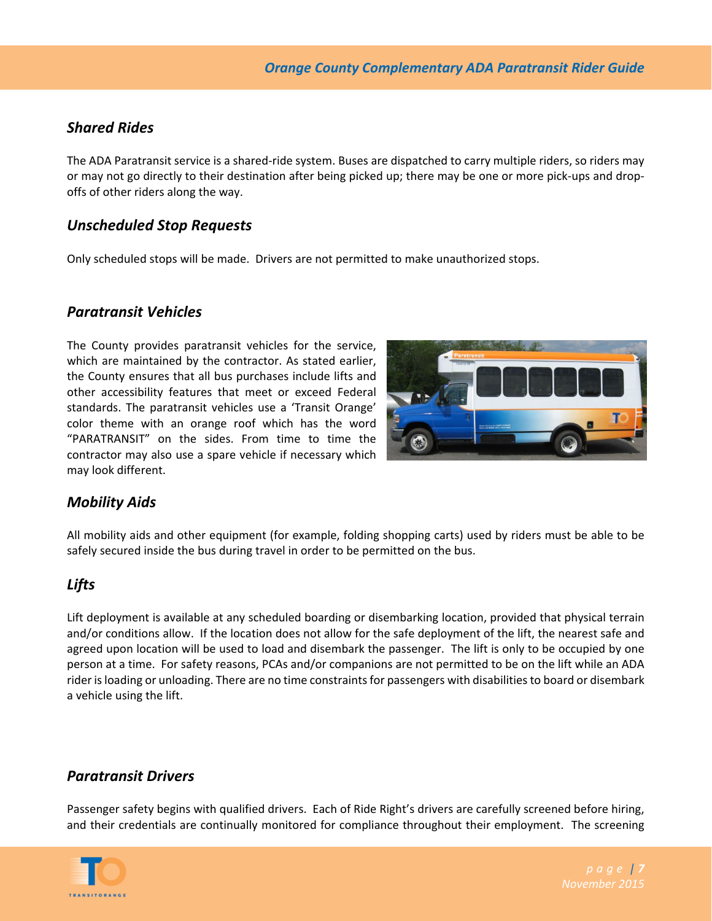### *Shared Rides*

The ADA Paratransit service is a shared-ride system. Buses are dispatched to carry multiple riders, so riders may or may not go directly to their destination after being picked up; there may be one or more pick-ups and drop-offs of other riders along the way.

### *Unscheduled Stop Requests*

Only scheduled stops will be made. Drivers are not permitted to make unauthorized stops.

### *Paratransit Vehicles*

The County provides paratransit vehicles for the service, which are maintained by the contractor. As stated earlier, the County ensures that all bus purchases include lifts and other accessibility features that meet or exceed Federal standards. The paratransit vehicles use a 'Transit Orange' color theme with an orange roof which has the word "PARATRANSIT" on the sides. From time to time the contractor may also use a spare vehicle if necessary which may look different.

### *Mobility Aids*

All mobility aids and other equipment (for example, folding shopping carts) used by riders must be able to be safely secured inside the bus during travel in order to be permitted on the bus.

### *Lifts*

Lift deployment is available at any scheduled boarding or disembarking location, provided that physical terrain and/or conditions allow. If the location does not allow for the safe deployment of the lift, the nearest safe and agreed upon location will be used to load and disembark the passenger. The lift is only to be occupied by one person at a time. For safety reasons, PCAs and/or companions are not permitted to be on the lift while an ADA rider is loading or unloading. There are no time constraints for passengers with disabilities to board or disembark a vehicle using the lift.

### *Paratransit Drivers*

Passenger safety begins with qualified drivers. Each of Ride Right's drivers are carefully screened before hiring, and their credentials are continually monitored for compliance throughout their employment. The screening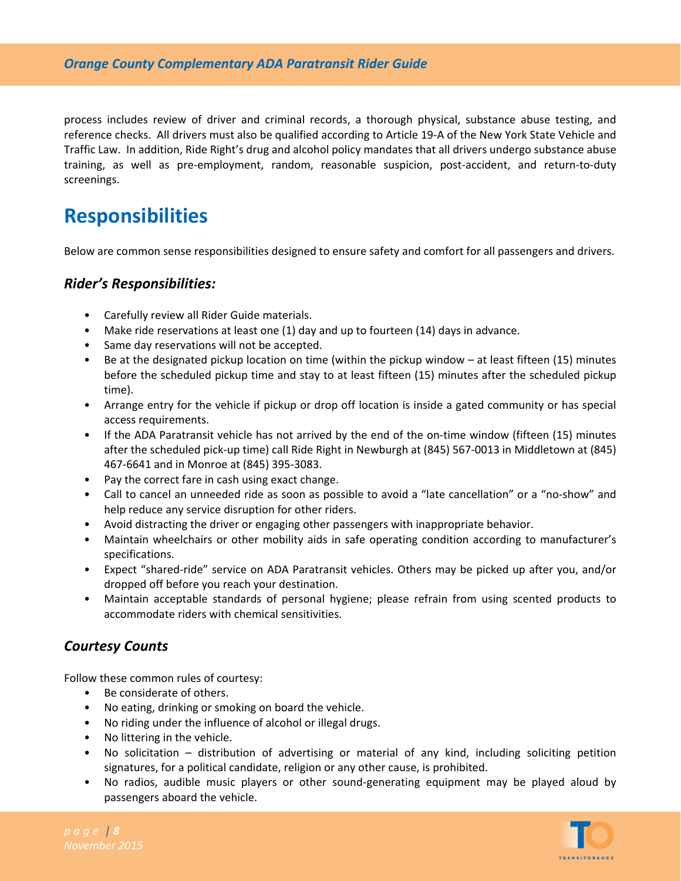process includes review of driver and criminal records, a thorough physical, substance abuse testing, and reference checks. All drivers must also be qualified according to Article 19-A of the New York State Vehicle and Traffic Law. In addition, Ride Right's drug and alcohol policy mandates that all drivers undergo substance abuse training, as well as pre-employment, random, reasonable suspicion, post-accident, and return-to-duty screenings.

# Responsibilities

Below are common sense responsibilities designed to ensure safety and comfort for all passengers and drivers.

### *Rider's Responsibilities:*

- Carefully review all Rider Guide materials.
- Make ride reservations at least one (1) day and up to fourteen (14) days in advance.
- Same day reservations will not be accepted.
- Be at the designated pickup location on time (within the pickup window – at least fifteen (15) minutes before the scheduled pickup time and stay to at least fifteen (15) minutes after the scheduled pickup time).
- Arrange entry for the vehicle if pickup or drop off location is inside a gated community or has special access requirements.
- If the ADA Paratransit vehicle has not arrived by the end of the on-time window (fifteen (15) minutes after the scheduled pick-up time) call Ride Right in Newburgh at (845) 567-0013 in Middletown at (845) 467-6641 and in Monroe at (845) 395-3083.
- Pay the correct fare in cash using exact change.
- Call to cancel an unneeded ride as soon as possible to avoid a "late cancellation" or a "no-show" and help reduce any service disruption for other riders.
- Avoid distracting the driver or engaging other passengers with inappropriate behavior.
- Maintain wheelchairs or other mobility aids in safe operating condition according to manufacturer's specifications.
- Expect "shared-ride" service on ADA Paratransit vehicles. Others may be picked up after you, and/or dropped off before you reach your destination.
- Maintain acceptable standards of personal hygiene; please refrain from using scented products to accommodate riders with chemical sensitivities.

### *Courtesy Counts*

Follow these common rules of courtesy:

- Be considerate of others.
- No eating, drinking or smoking on board the vehicle.
- No riding under the influence of alcohol or illegal drugs.
- No littering in the vehicle.
- No solicitation – distribution of advertising or material of any kind, including soliciting petition signatures, for a political candidate, religion or any other cause, is prohibited.
- No radios, audible music players or other sound-generating equipment may be played aloud by passengers aboard the vehicle.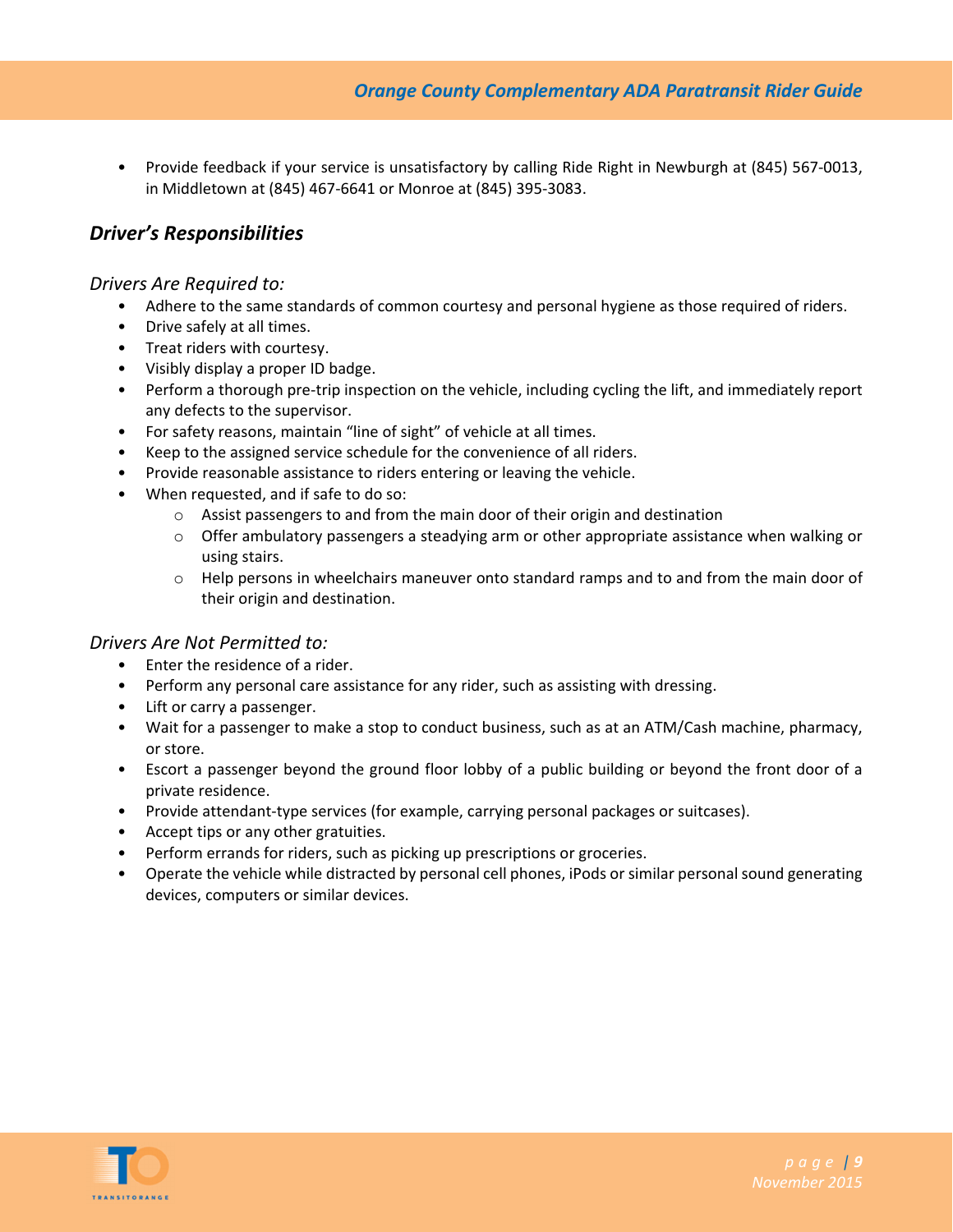- Provide feedback if your service is unsatisfactory by calling Ride Right in Newburgh at (845) 567-0013, in Middletown at (845) 467-6641 or Monroe at (845) 395-3083.

## *Driver's Responsibilities*

### *Drivers Are Required to:*

- Adhere to the same standards of common courtesy and personal hygiene as those required of riders.
- Drive safely at all times.
- Treat riders with courtesy.
- Visibly display a proper ID badge.
- Perform a thorough pre-trip inspection on the vehicle, including cycling the lift, and immediately report any defects to the supervisor.
- For safety reasons, maintain "line of sight" of vehicle at all times.
- Keep to the assigned service schedule for the convenience of all riders.
- Provide reasonable assistance to riders entering or leaving the vehicle.
- When requested, and if safe to do so:
    - Assist passengers to and from the main door of their origin and destination
    - Offer ambulatory passengers a steadying arm or other appropriate assistance when walking or using stairs.
    - Help persons in wheelchairs maneuver onto standard ramps and to and from the main door of their origin and destination.

### *Drivers Are Not Permitted to:*

- Enter the residence of a rider.
- Perform any personal care assistance for any rider, such as assisting with dressing.
- Lift or carry a passenger.
- Wait for a passenger to make a stop to conduct business, such as at an ATM/Cash machine, pharmacy, or store.
- Escort a passenger beyond the ground floor lobby of a public building or beyond the front door of a private residence.
- Provide attendant-type services (for example, carrying personal packages or suitcases).
- Accept tips or any other gratuities.
- Perform errands for riders, such as picking up prescriptions or groceries.
- Operate the vehicle while distracted by personal cell phones, iPods or similar personal sound generating devices, computers or similar devices.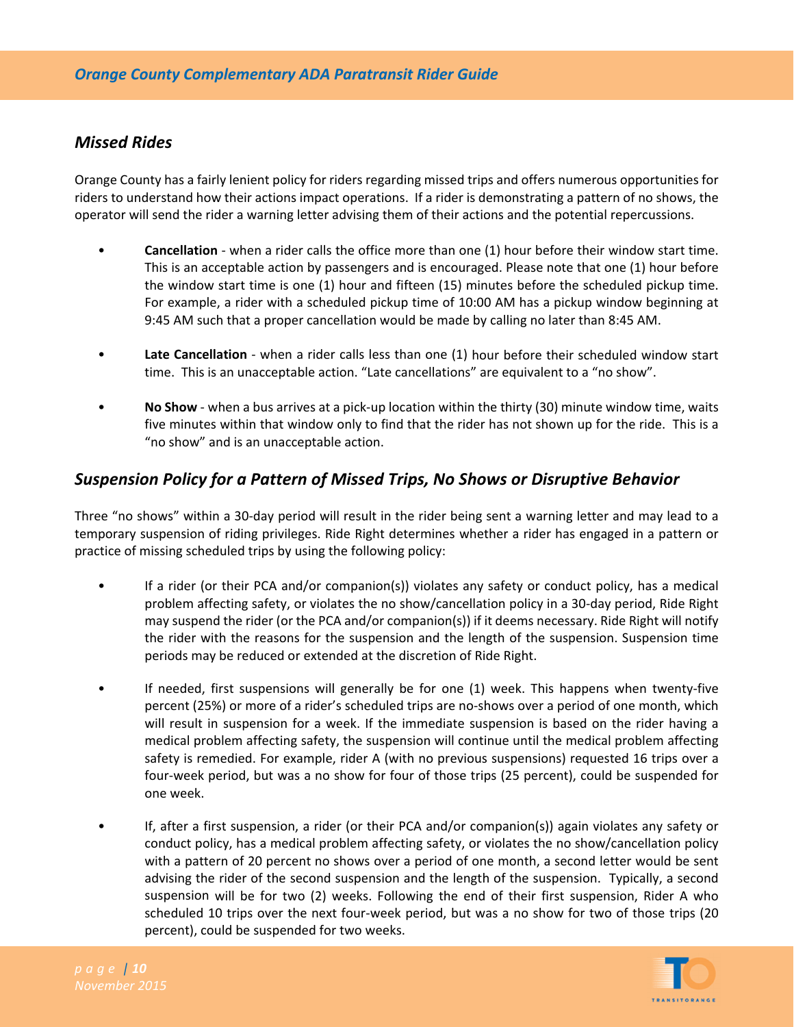## Missed Rides

Orange County has a fairly lenient policy for riders regarding missed trips and offers numerous opportunities for riders to understand how their actions impact operations. If a rider is demonstrating a pattern of no shows, the operator will send the rider a warning letter advising them of their actions and the potential repercussions.

- **Cancellation** - when a rider calls the office more than one (1) hour before their window start time. This is an acceptable action by passengers and is encouraged. Please note that one (1) hour before the window start time is one (1) hour and fifteen (15) minutes before the scheduled pickup time. For example, a rider with a scheduled pickup time of 10:00 AM has a pickup window beginning at 9:45 AM such that a proper cancellation would be made by calling no later than 8:45 AM.
- **Late Cancellation** - when a rider calls less than one (1) hour before their scheduled window start time. This is an unacceptable action. "Late cancellations" are equivalent to a "no show".
- **No Show** - when a bus arrives at a pick-up location within the thirty (30) minute window time, waits five minutes within that window only to find that the rider has not shown up for the ride. This is a "no show" and is an unacceptable action.

## Suspension Policy for a Pattern of Missed Trips, No Shows or Disruptive Behavior

Three "no shows" within a 30-day period will result in the rider being sent a warning letter and may lead to a temporary suspension of riding privileges. Ride Right determines whether a rider has engaged in a pattern or practice of missing scheduled trips by using the following policy:

- If a rider (or their PCA and/or companion(s)) violates any safety or conduct policy, has a medical problem affecting safety, or violates the no show/cancellation policy in a 30-day period, Ride Right may suspend the rider (or the PCA and/or companion(s)) if it deems necessary. Ride Right will notify the rider with the reasons for the suspension and the length of the suspension. Suspension time periods may be reduced or extended at the discretion of Ride Right.
- If needed, first suspensions will generally be for one (1) week. This happens when twenty-five percent (25%) or more of a rider's scheduled trips are no-shows over a period of one month, which will result in suspension for a week. If the immediate suspension is based on the rider having a medical problem affecting safety, the suspension will continue until the medical problem affecting safety is remedied. For example, rider A (with no previous suspensions) requested 16 trips over a four-week period, but was a no show for four of those trips (25 percent), could be suspended for one week.
- If, after a first suspension, a rider (or their PCA and/or companion(s)) again violates any safety or conduct policy, has a medical problem affecting safety, or violates the no show/cancellation policy with a pattern of 20 percent no shows over a period of one month, a second letter would be sent advising the rider of the second suspension and the length of the suspension. Typically, a second suspension will be for two (2) weeks. Following the end of their first suspension, Rider A who scheduled 10 trips over the next four-week period, but was a no show for two of those trips (20 percent), could be suspended for two weeks.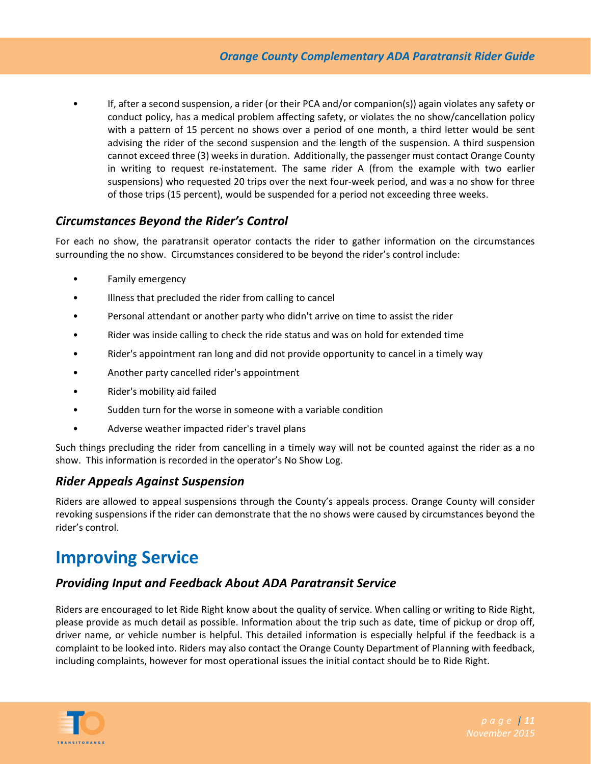- If, after a second suspension, a rider (or their PCA and/or companion(s)) again violates any safety or conduct policy, has a medical problem affecting safety, or violates the no show/cancellation policy with a pattern of 15 percent no shows over a period of one month, a third letter would be sent advising the rider of the second suspension and the length of the suspension. A third suspension cannot exceed three (3) weeks in duration. Additionally, the passenger must contact Orange County in writing to request re-instatement. The same rider A (from the example with two earlier suspensions) who requested 20 trips over the next four-week period, and was a no show for three of those trips (15 percent), would be suspended for a period not exceeding three weeks.

### *Circumstances Beyond the Rider's Control*

For each no show, the paratransit operator contacts the rider to gather information on the circumstances surrounding the no show. Circumstances considered to be beyond the rider's control include:

- Family emergency
- Illness that precluded the rider from calling to cancel
- Personal attendant or another party who didn't arrive on time to assist the rider
- Rider was inside calling to check the ride status and was on hold for extended time
- Rider's appointment ran long and did not provide opportunity to cancel in a timely way
- Another party cancelled rider's appointment
- Rider's mobility aid failed
- Sudden turn for the worse in someone with a variable condition
- Adverse weather impacted rider's travel plans

Such things precluding the rider from cancelling in a timely way will not be counted against the rider as a no show. This information is recorded in the operator's No Show Log.

### *Rider Appeals Against Suspension*

Riders are allowed to appeal suspensions through the County's appeals process. Orange County will consider revoking suspensions if the rider can demonstrate that the no shows were caused by circumstances beyond the rider's control.

## Improving Service

### *Providing Input and Feedback About ADA Paratransit Service*

Riders are encouraged to let Ride Right know about the quality of service. When calling or writing to Ride Right, please provide as much detail as possible. Information about the trip such as date, time of pickup or drop off, driver name, or vehicle number is helpful. This detailed information is especially helpful if the feedback is a complaint to be looked into. Riders may also contact the Orange County Department of Planning with feedback, including complaints, however for most operational issues the initial contact should be to Ride Right.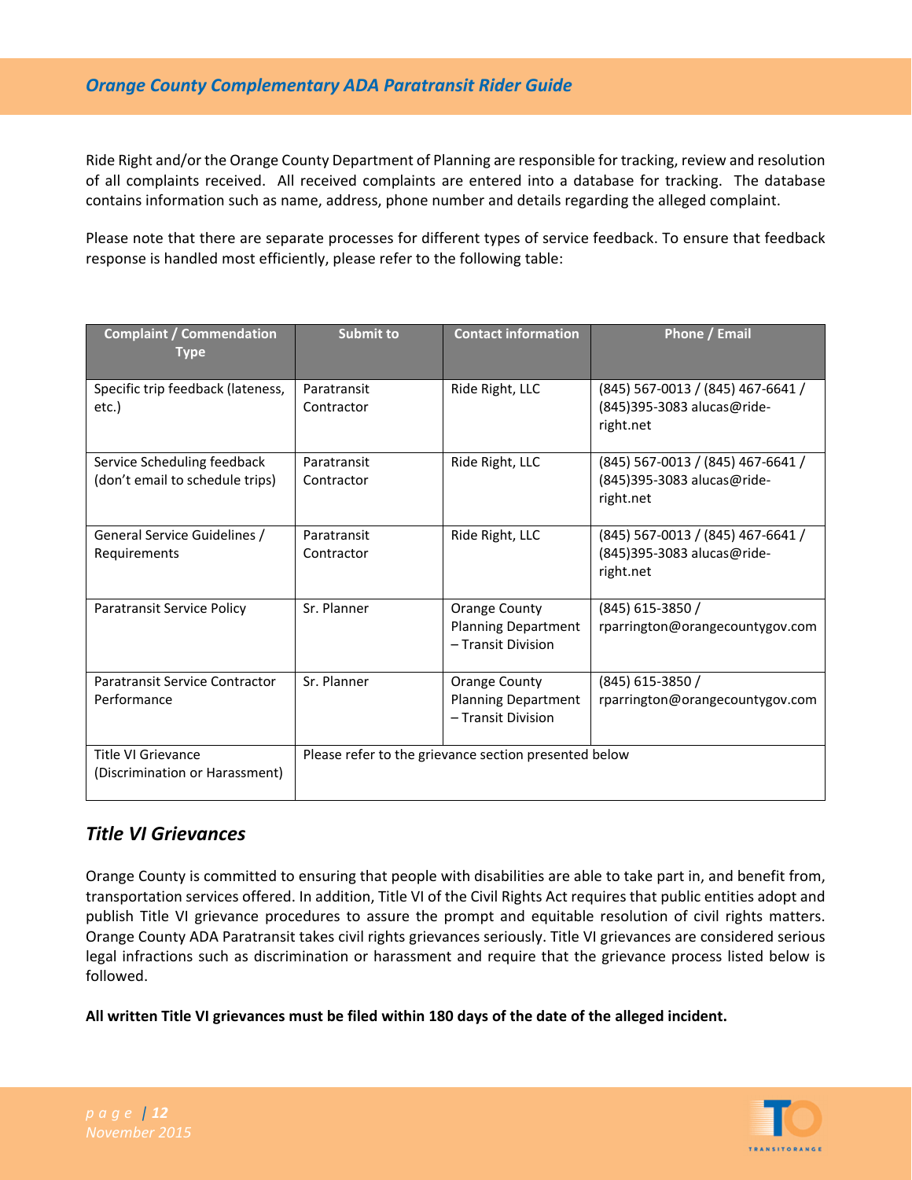Ride Right and/or the Orange County Department of Planning are responsible for tracking, review and resolution of all complaints received. All received complaints are entered into a database for tracking. The database contains information such as name, address, phone number and details regarding the alleged complaint.

Please note that there are separate processes for different types of service feedback. To ensure that feedback response is handled most efficiently, please refer to the following table:

| Complaint / Commendation Type | Submit to | Contact information | Phone / Email |
|---|---|---|---|
| Specific trip feedback (lateness, etc.) | Paratransit Contractor | Ride Right, LLC | (845) 567-0013 / (845) 467-6641 / (845)395-3083 alucas@ride-right.net |
| Service Scheduling feedback (don't email to schedule trips) | Paratransit Contractor | Ride Right, LLC | (845) 567-0013 / (845) 467-6641 / (845)395-3083 alucas@ride-right.net |
| General Service Guidelines / Requirements | Paratransit Contractor | Ride Right, LLC | (845) 567-0013 / (845) 467-6641 / (845)395-3083 alucas@ride-right.net |
| Paratransit Service Policy | Sr. Planner | Orange County Planning Department – Transit Division | (845) 615-3850 / rparrington@orangecountygov.com |
| Paratransit Service Contractor Performance | Sr. Planner | Orange County Planning Department – Transit Division | (845) 615-3850 / rparrington@orangecountygov.com |
| Title VI Grievance (Discrimination or Harassment) | Please refer to the grievance section presented below | | |

## *Title VI Grievances*

Orange County is committed to ensuring that people with disabilities are able to take part in, and benefit from, transportation services offered. In addition, Title VI of the Civil Rights Act requires that public entities adopt and publish Title VI grievance procedures to assure the prompt and equitable resolution of civil rights matters. Orange County ADA Paratransit takes civil rights grievances seriously. Title VI grievances are considered serious legal infractions such as discrimination or harassment and require that the grievance process listed below is followed.

**All written Title VI grievances must be filed within 180 days of the date of the alleged incident.**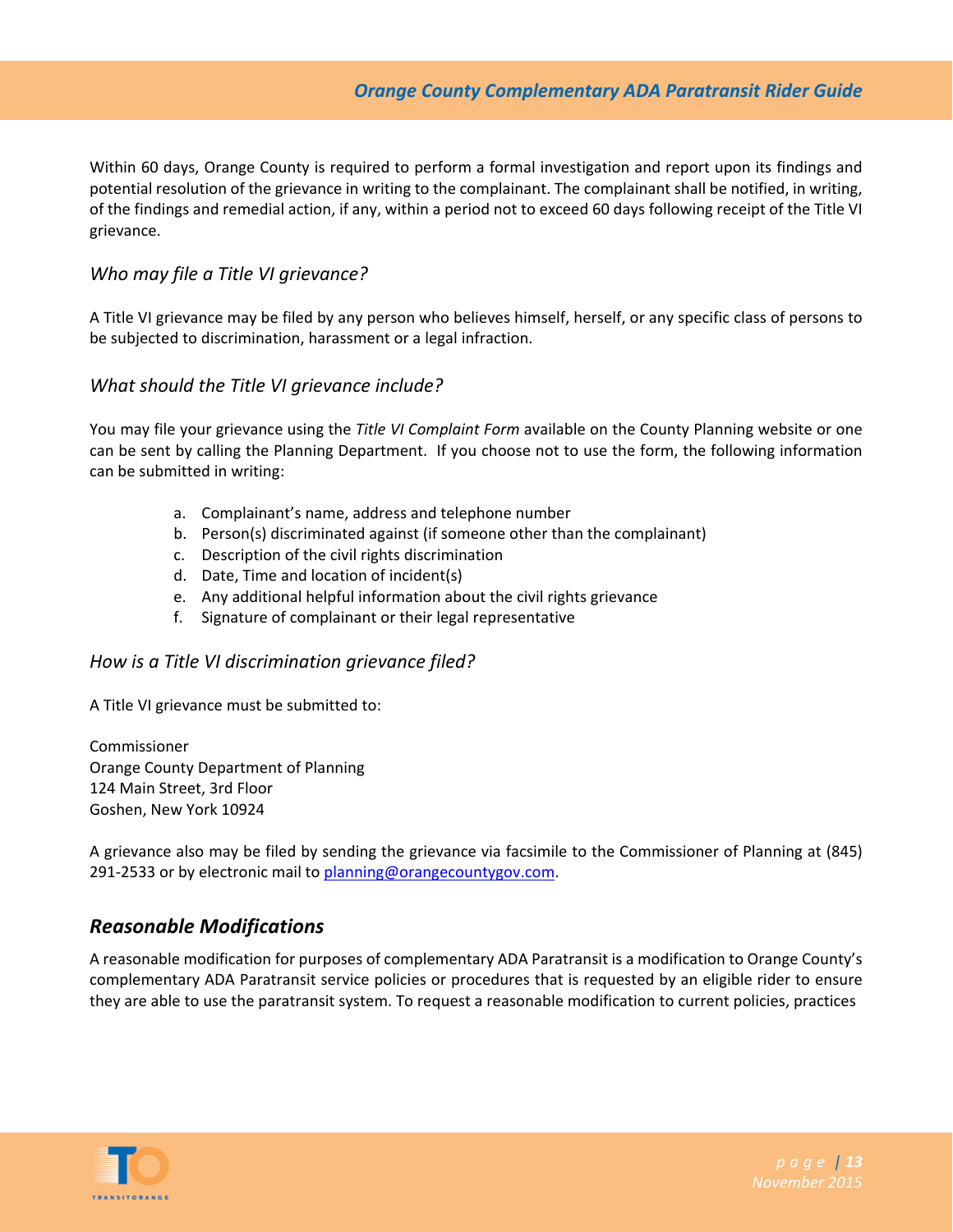Within 60 days, Orange County is required to perform a formal investigation and report upon its findings and potential resolution of the grievance in writing to the complainant. The complainant shall be notified, in writing, of the findings and remedial action, if any, within a period not to exceed 60 days following receipt of the Title VI grievance.

### *Who may file a Title VI grievance?*

A Title VI grievance may be filed by any person who believes himself, herself, or any specific class of persons to be subjected to discrimination, harassment or a legal infraction.

### *What should the Title VI grievance include?*

You may file your grievance using the *Title VI Complaint Form* available on the County Planning website or one can be sent by calling the Planning Department. If you choose not to use the form, the following information can be submitted in writing:

a. Complainant's name, address and telephone number
b. Person(s) discriminated against (if someone other than the complainant)
c. Description of the civil rights discrimination
d. Date, Time and location of incident(s)
e. Any additional helpful information about the civil rights grievance
f. Signature of complainant or their legal representative

### *How is a Title VI discrimination grievance filed?*

A Title VI grievance must be submitted to:

Commissioner
Orange County Department of Planning
124 Main Street, 3rd Floor
Goshen, New York 10924

A grievance also may be filed by sending the grievance via facsimile to the Commissioner of Planning at (845) 291-2533 or by electronic mail to planning@orangecountygov.com.

## *Reasonable Modifications*

A reasonable modification for purposes of complementary ADA Paratransit is a modification to Orange County's complementary ADA Paratransit service policies or procedures that is requested by an eligible rider to ensure they are able to use the paratransit system. To request a reasonable modification to current policies, practices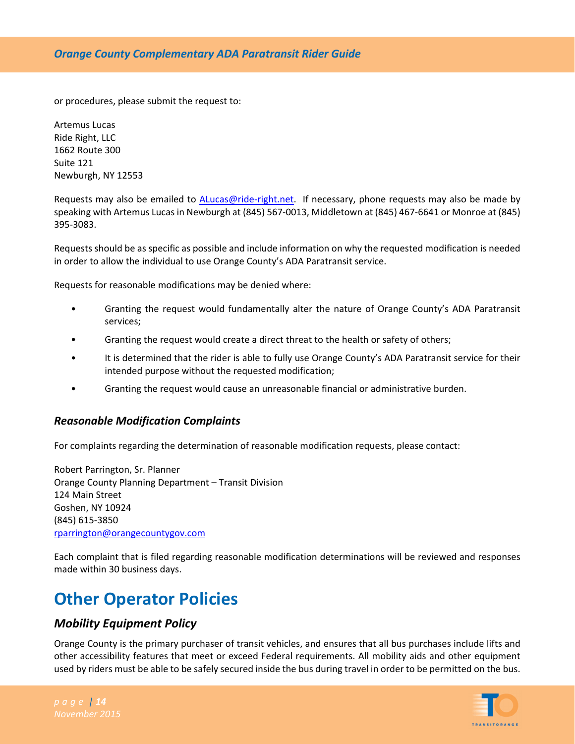or procedures, please submit the request to:

Artemus Lucas  
Ride Right, LLC  
1662 Route 300  
Suite 121  
Newburgh, NY 12553

Requests may also be emailed to ALucas@ride-right.net. If necessary, phone requests may also be made by speaking with Artemus Lucas in Newburgh at (845) 567-0013, Middletown at (845) 467-6641 or Monroe at (845) 395-3083.

Requests should be as specific as possible and include information on why the requested modification is needed in order to allow the individual to use Orange County's ADA Paratransit service.

Requests for reasonable modifications may be denied where:

- Granting the request would fundamentally alter the nature of Orange County's ADA Paratransit services;
- Granting the request would create a direct threat to the health or safety of others;
- It is determined that the rider is able to fully use Orange County's ADA Paratransit service for their intended purpose without the requested modification;
- Granting the request would cause an unreasonable financial or administrative burden.

### *Reasonable Modification Complaints*

For complaints regarding the determination of reasonable modification requests, please contact:

Robert Parrington, Sr. Planner  
Orange County Planning Department – Transit Division  
124 Main Street  
Goshen, NY 10924  
(845) 615-3850  
rparrington@orangecountygov.com

Each complaint that is filed regarding reasonable modification determinations will be reviewed and responses made within 30 business days.

## Other Operator Policies

### *Mobility Equipment Policy*

Orange County is the primary purchaser of transit vehicles, and ensures that all bus purchases include lifts and other accessibility features that meet or exceed Federal requirements. All mobility aids and other equipment used by riders must be able to be safely secured inside the bus during travel in order to be permitted on the bus.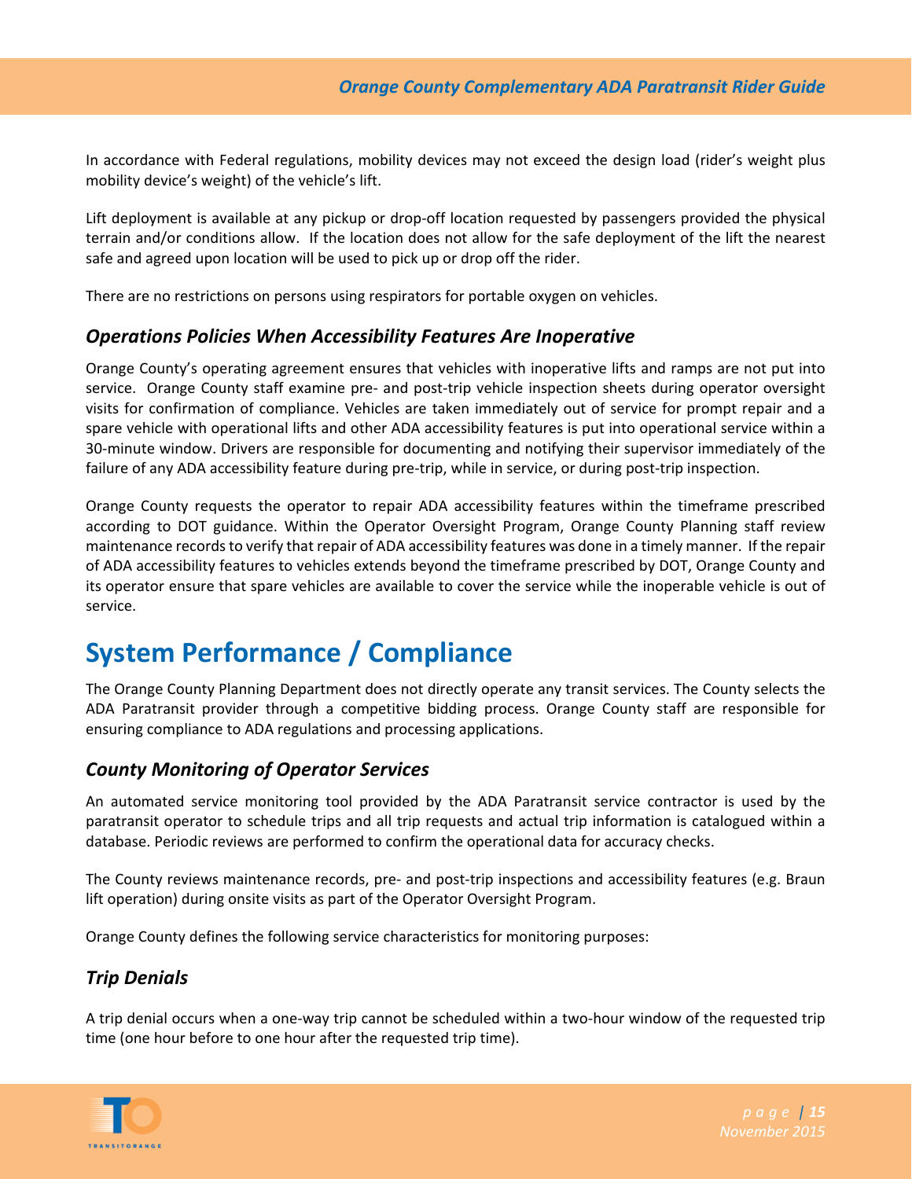In accordance with Federal regulations, mobility devices may not exceed the design load (rider's weight plus mobility device's weight) of the vehicle's lift.

Lift deployment is available at any pickup or drop-off location requested by passengers provided the physical terrain and/or conditions allow. If the location does not allow for the safe deployment of the lift the nearest safe and agreed upon location will be used to pick up or drop off the rider.

There are no restrictions on persons using respirators for portable oxygen on vehicles.

### *Operations Policies When Accessibility Features Are Inoperative*

Orange County's operating agreement ensures that vehicles with inoperative lifts and ramps are not put into service. Orange County staff examine pre- and post-trip vehicle inspection sheets during operator oversight visits for confirmation of compliance. Vehicles are taken immediately out of service for prompt repair and a spare vehicle with operational lifts and other ADA accessibility features is put into operational service within a 30-minute window. Drivers are responsible for documenting and notifying their supervisor immediately of the failure of any ADA accessibility feature during pre-trip, while in service, or during post-trip inspection.

Orange County requests the operator to repair ADA accessibility features within the timeframe prescribed according to DOT guidance. Within the Operator Oversight Program, Orange County Planning staff review maintenance records to verify that repair of ADA accessibility features was done in a timely manner. If the repair of ADA accessibility features to vehicles extends beyond the timeframe prescribed by DOT, Orange County and its operator ensure that spare vehicles are available to cover the service while the inoperable vehicle is out of service.

## System Performance / Compliance

The Orange County Planning Department does not directly operate any transit services. The County selects the ADA Paratransit provider through a competitive bidding process. Orange County staff are responsible for ensuring compliance to ADA regulations and processing applications.

### *County Monitoring of Operator Services*

An automated service monitoring tool provided by the ADA Paratransit service contractor is used by the paratransit operator to schedule trips and all trip requests and actual trip information is catalogued within a database. Periodic reviews are performed to confirm the operational data for accuracy checks.

The County reviews maintenance records, pre- and post-trip inspections and accessibility features (e.g. Braun lift operation) during onsite visits as part of the Operator Oversight Program.

Orange County defines the following service characteristics for monitoring purposes:

### *Trip Denials*

A trip denial occurs when a one-way trip cannot be scheduled within a two-hour window of the requested trip time (one hour before to one hour after the requested trip time).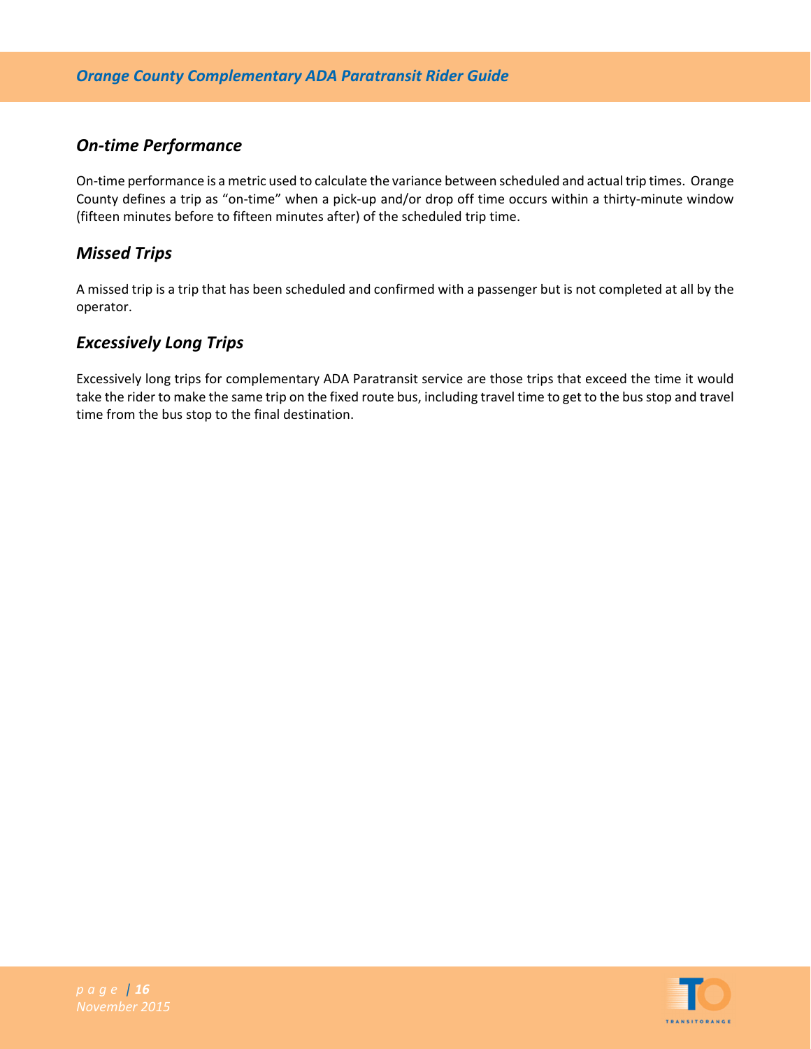## *On-time Performance*

On-time performance is a metric used to calculate the variance between scheduled and actual trip times. Orange County defines a trip as "on-time" when a pick-up and/or drop off time occurs within a thirty-minute window (fifteen minutes before to fifteen minutes after) of the scheduled trip time.

## *Missed Trips*

A missed trip is a trip that has been scheduled and confirmed with a passenger but is not completed at all by the operator.

## *Excessively Long Trips*

Excessively long trips for complementary ADA Paratransit service are those trips that exceed the time it would take the rider to make the same trip on the fixed route bus, including travel time to get to the bus stop and travel time from the bus stop to the final destination.